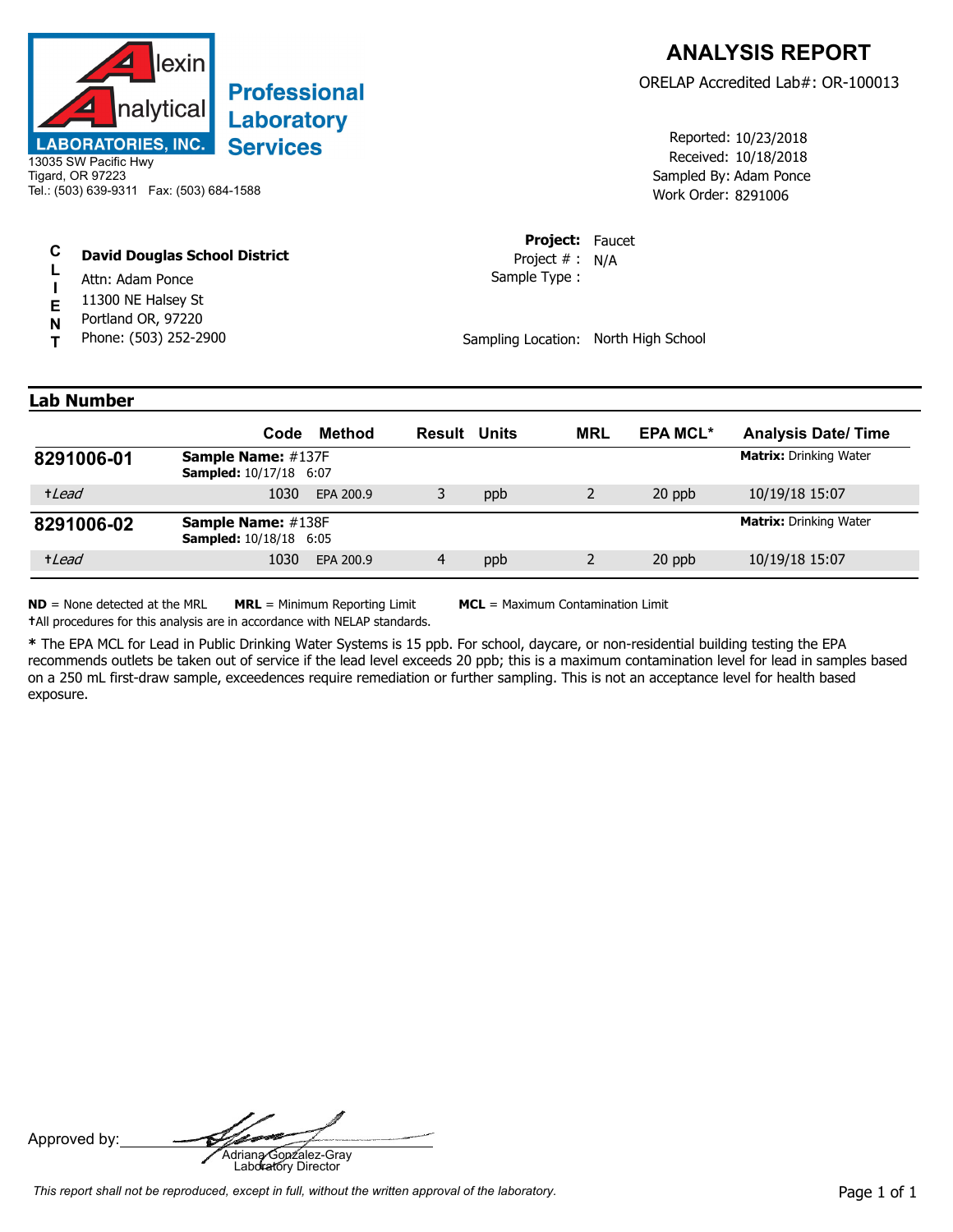**Alexin Analytical LABORATORIES, INC.**

**Professional Laboratory Services**

13035 SW Pacific Hwy
Tigard, OR 97223
Tel.: (503) 639-9311 Fax: (503) 684-1588

# ANALYSIS REPORT

ORELAP Accredited Lab#: OR-100013

Reported: 10/23/2018
Received: 10/18/2018
Sampled By: Adam Ponce
Work Order: 8291006

**CLIENT**

**David Douglas School District**
Attn: Adam Ponce
11300 NE Halsey St
Portland OR, 97220
Phone: (503) 252-2900

**Project:** Faucet
Project # : N/A
Sample Type :

Sampling Location: North High School

## Lab Number

| | Code | Method | Result | Units | MRL | EPA MCL* | Analysis Date/ Time |
|---|---|---|---|---|---|---|---|
| **8291006-01** | **Sample Name:** #137F **Sampled:** 10/17/18 6:07 | | | | | | **Matrix:** Drinking Water |
| †*Lead* | 1030 | EPA 200.9 | 3 | ppb | 2 | 20 ppb | 10/19/18 15:07 |
| **8291006-02** | **Sample Name:** #138F **Sampled:** 10/18/18 6:05 | | | | | | **Matrix:** Drinking Water |
| †*Lead* | 1030 | EPA 200.9 | 4 | ppb | 2 | 20 ppb | 10/19/18 15:07 |

**ND** = None detected at the MRL **MRL** = Minimum Reporting Limit **MCL** = Maximum Contamination Limit
†All procedures for this analysis are in accordance with NELAP standards.

**\*** The EPA MCL for Lead in Public Drinking Water Systems is 15 ppb. For school, daycare, or non-residential building testing the EPA recommends outlets be taken out of service if the lead level exceeds 20 ppb; this is a maximum contamination level for lead in samples based on a 250 mL first-draw sample, exceedences require remediation or further sampling. This is not an acceptance level for health based exposure.

Approved by:
Adriana Gonzalez-Gray
Laboratory Director

*This report shall not be reproduced, except in full, without the written approval of the laboratory.*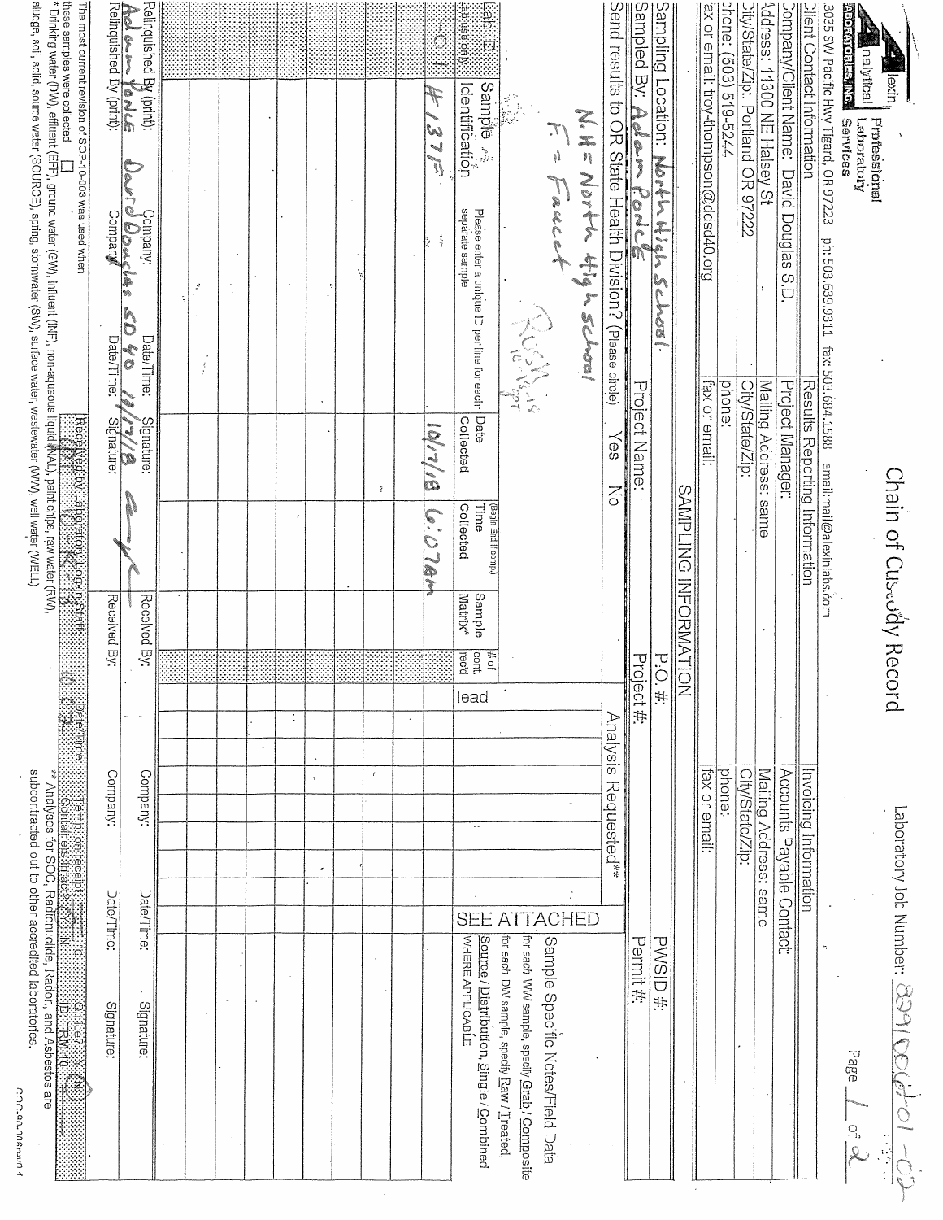# Chain of Custody Record

Alexin Analytical Laboratories, Inc. — Professional Laboratory Services

13035 SW Pacific Hwy Tigard, OR 97223 ph: 503.639.9311 fax: 503.684.1588 email:mail@alexinlabs.com

Laboratory Job Number: 8910060-01-02

Page 1 of 2

| Client Contact Information | Results Reporting Information | Invoicing Information |
|---|---|---|
| Company/Client Name: David Douglas S.D. | Project Manager: | Accounts Payable Contact: |
| Address: 11300 NE Halsey St | Mailing Address: same | Mailing Address: same |
| City/State/Zip: Portland OR 97222 | City/State/Zip: | City/State/Zip: |
| Phone: (503) 519-5244 | phone: | phone: |
| Fax or email: troy-thompson@ddsd40.org | fax or email: | fax or email: |

## SAMPLING INFORMATION

Sampling Location: North High School — P.O. #: — PWSID #:

Sampled By: Adam Ponce — Project Name: — Project #: — Permit #:

Send results to OR State Health Division? (Please circle) Yes No

N.H = North High school
F = Faucet

RUSH 10-18-18

| Lab ID (lab use only) | Sample Identification (Please enter a unique ID per line for each separate sample) | Date Collected | Time Collected (Begin-End if comp.) | Sample Matrix* | # of cont. rec'd | Analysis Requested**: lead | | | | | | | Sample Specific Notes/Field Data (for each WW sample, specify Grab / Composite; for each DW sample, specify Raw / Treated, Source / Distribution, Single / Combined WHERE APPLICABLE) |
|---|---|---|---|---|---|---|---|---|---|---|---|---|---|
| -01 | #1375 | 10/17/18 | 6:07am | | | | | | | | | | SEE ATTACHED |

| Relinquished By (print): | Company: | Date/Time: | Signature: | Received By: | Company: | Date/Time: | Signature: |
|---|---|---|---|---|---|---|---|
| Adam Ponce | David Douglas SD 40 | 10/17/18 | | | | | |

| Relinquished By (print): | Company: | Date/Time: | Signature: | Received By: | Company: | Date/Time: | Signature: |
|---|---|---|---|---|---|---|---|
| | | | | | | | |

Received by Laboratory Login Staff: — Date/Time: 10-18 — Temp on receipt: — Containers intact: Y N — On ice: Y N — ID: TRM-10:

The most current revision of SOP-10-003 was used when these samples were collected ☐

\* Drinking water (DW), effluent (EFF), ground water (GW), influent (INF), non-aqueous liquid (NAL), paint chips, raw water (RW), sludge, soil, solid, source water (SOURCE), spring, stormwater (SW), surface water, wastewater (WW), well water (WELL)

\*\* Analyses for SOC, Radionuclide, Radon, and Asbestos are subcontracted out to other accredited laboratories.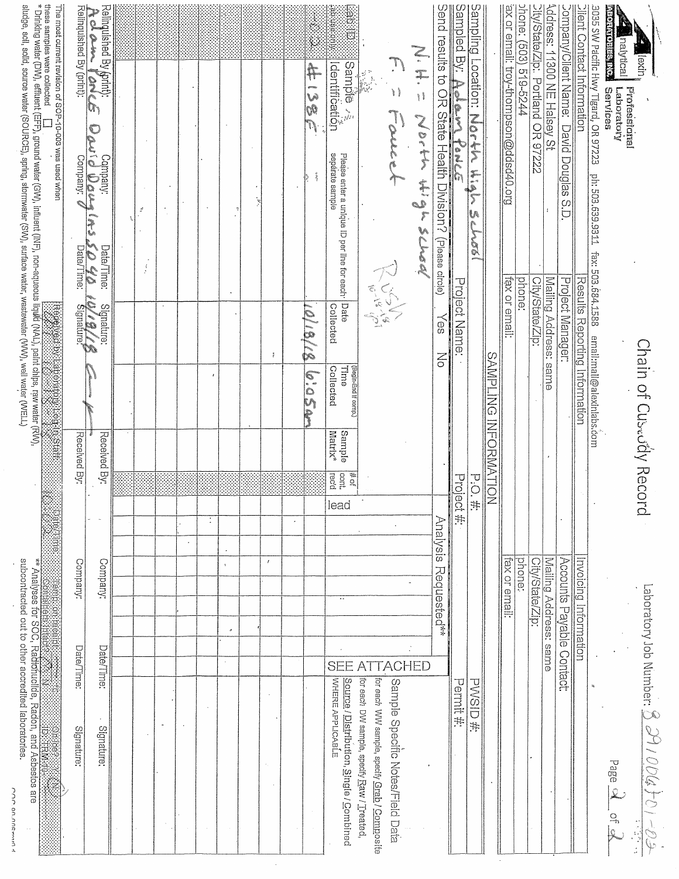Alexin Analytical Laboratories, Inc. — Professional Laboratory Services

13035 SW Pacific Hwy Tigard, OR 97223 ph: 503.639.9311 fax: 503.684.1588 email: mail@alexinlabs.com

# Chain of Custody Record

Laboratory Job Number: 8291006-01-03

Page 2 of 2

| Client Contact Information | Results Reporting Information | Invoicing Information |
|---|---|---|
| Company/Client Name: David Douglas S.D. | Project Manager: | Accounts Payable Contact: |
| Address: 11300 NE Halsey St | Mailing Address: same | Mailing Address: same |
| City/State/Zip: Portland OR 97222 | City/State/Zip: | City/State/Zip: |
| Phone: (503) 519-5244 | phone: | phone: |
| Fax or email: troy-thompson@ddsd40.org | fax or email: | fax or email: |

## SAMPLING INFORMATION

Sampling Location: North High School | P.O. #: | PWSID #:

Sampled By: Adam Ponce | Project Name: | Project #: | Permit #:

Send results to OR State Health Division? (Please circle) Yes No

N.H. = North High School

F. = Faucet

Rush 10-18-18

| Lab ID (lab use only) | Sample Identification (Please enter a unique ID per line for each separate sample) | Date Collected | Time Collected (Begin-End if comp.) | Sample Matrix* | # of cont. rec'd | Analysis Requested**: lead | | | | | | | | | | | Sample Specific Notes/Field Data (for each WW sample, specify Grab / Composite; for each DW sample, specify Raw / Treated, Source / Distribution, Single / Combined WHERE APPLICABLE) |
|---|---|---|---|---|---|---|---|---|---|---|---|---|---|---|---|---|---|
| -03 | #138F | 10/18/18 | 6:05am | | | | | | | | | | | | | | SEE ATTACHED |
| | | | | | | | | | | | | | | | | | |
| | | | | | | | | | | | | | | | | | |
| | | | | | | | | | | | | | | | | | |
| | | | | | | | | | | | | | | | | | |
| | | | | | | | | | | | | | | | | | |
| | | | | | | | | | | | | | | | | | |
| | | | | | | | | | | | | | | | | | |
| | | | | | | | | | | | | | | | | | |
| | | | | | | | | | | | | | | | | | |

| Relinquished By (print): | Company: | Date/Time: | Signature: | Received By: | Company: | Date/Time: | Signature: |
|---|---|---|---|---|---|---|---|
| Adam Ponce | David Douglas SD 40 | 10/19/18 | | | | | |
| Relinquished By (print): | Company: | Date/Time: | Signature: | Received By: | Company: | Date/Time: | Signature: |
| | | | | | | | |

The most current revision of SOP-10-003 was used when these samples were collected ☐

Received by Laboratory Log-In Staff: 10-18-18 | Date/Time: 10:02 | Temp. on receipt: | Containers intact: (Y) N | On ice: Y (N) | ID: TRM-10

\* Drinking water (DW), effluent (EFF), ground water (GW), influent (INF), non-aqueous liquid (NAL), paint chips, raw water (RW), sludge, soil, solid, source water (SOURCE), spring, stormwater (SW), surface water, wastewater (WW), well water (WELL)

\*\* Analyses for SOC, Radionuclide, Radon, and Asbestos are subcontracted out to other accredited laboratories.